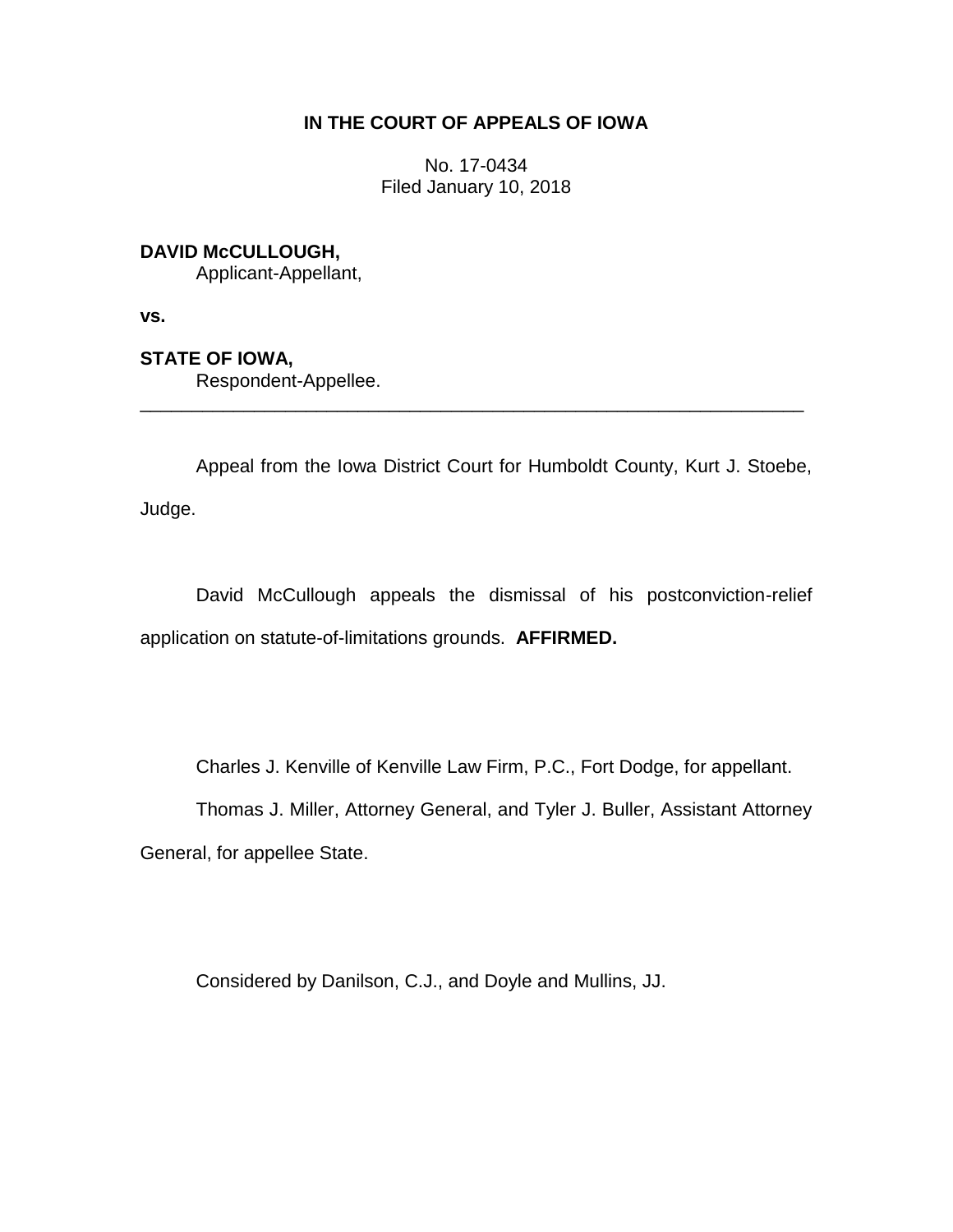**IN THE COURT OF APPEALS OF IOWA**

No. 17-0434
Filed January 10, 2018

**DAVID McCULLOUGH,**
Applicant-Appellant,

**vs.**

**STATE OF IOWA,**
Respondent-Appellee.

---

Appeal from the Iowa District Court for Humboldt County, Kurt J. Stoebe, Judge.

David McCullough appeals the dismissal of his postconviction-relief application on statute-of-limitations grounds. **AFFIRMED.**

Charles J. Kenville of Kenville Law Firm, P.C., Fort Dodge, for appellant.

Thomas J. Miller, Attorney General, and Tyler J. Buller, Assistant Attorney General, for appellee State.

Considered by Danilson, C.J., and Doyle and Mullins, JJ.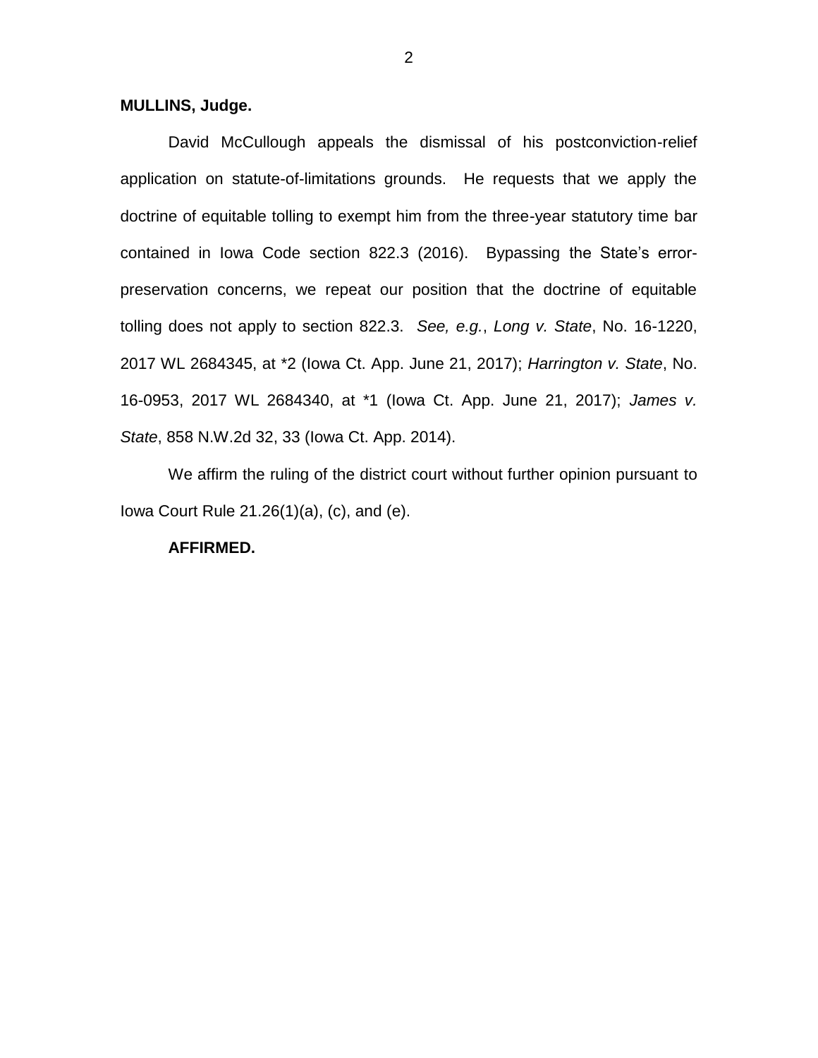**MULLINS, Judge.**

David McCullough appeals the dismissal of his postconviction-relief application on statute-of-limitations grounds. He requests that we apply the doctrine of equitable tolling to exempt him from the three-year statutory time bar contained in Iowa Code section 822.3 (2016). Bypassing the State's error-preservation concerns, we repeat our position that the doctrine of equitable tolling does not apply to section 822.3. *See, e.g.*, *Long v. State*, No. 16-1220, 2017 WL 2684345, at *2 (Iowa Ct. App. June 21, 2017); *Harrington v. State*, No. 16-0953, 2017 WL 2684340, at *1 (Iowa Ct. App. June 21, 2017); *James v. State*, 858 N.W.2d 32, 33 (Iowa Ct. App. 2014).

We affirm the ruling of the district court without further opinion pursuant to Iowa Court Rule 21.26(1)(a), (c), and (e).

**AFFIRMED.**